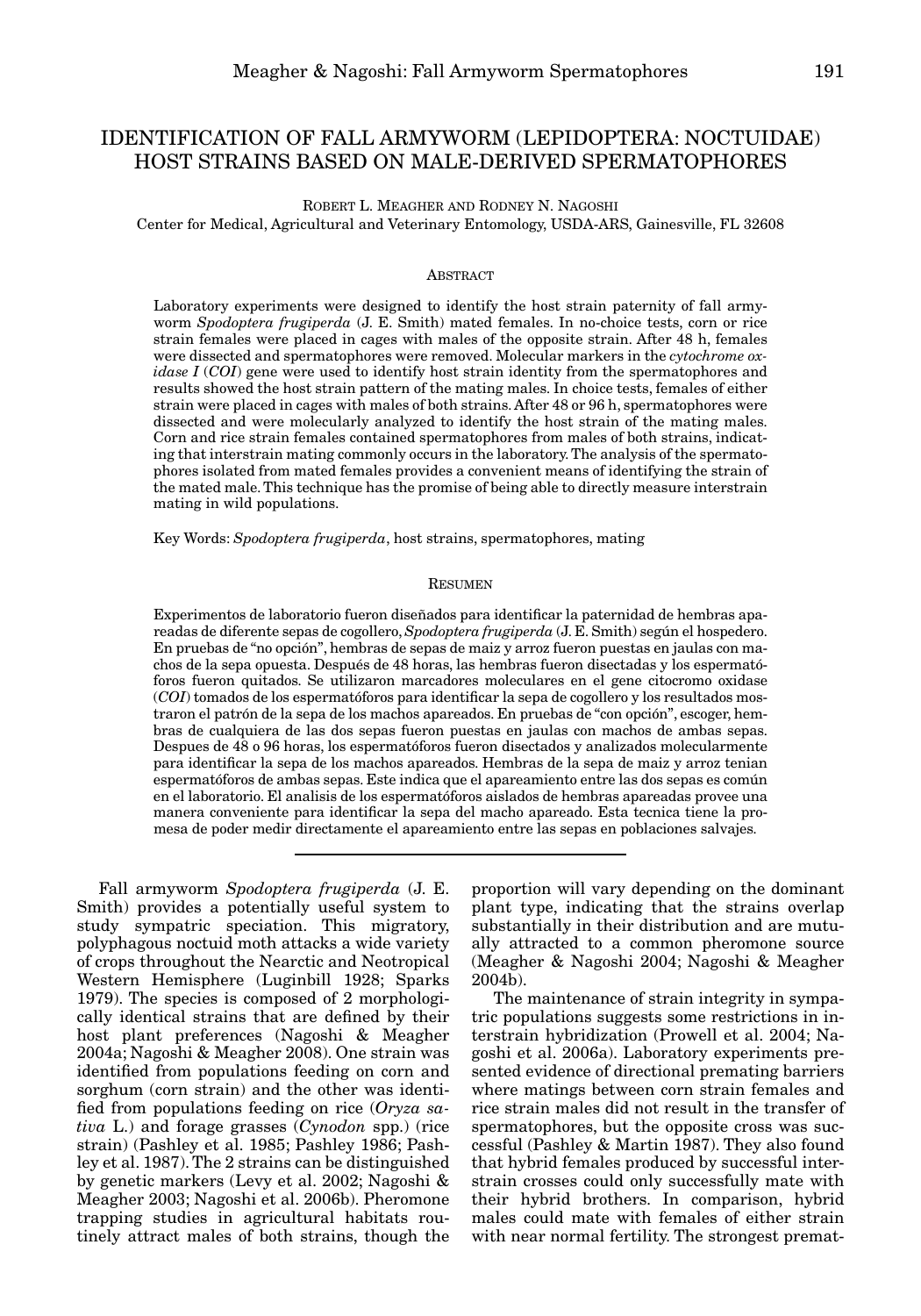# IDENTIFICATION OF FALL ARMYWORM (LEPIDOPTERA: NOCTUIDAE) HOST STRAINS BASED ON MALE-DERIVED SPERMATOPHORES

ROBERT L. MEAGHER AND RODNEY N. NAGOSHI

Center for Medical, Agricultural and Veterinary Entomology, USDA-ARS, Gainesville, FL 32608

## ABSTRACT

Laboratory experiments were designed to identify the host strain paternity of fall armyworm *Spodoptera frugiperda* (J. E. Smith) mated females. In no-choice tests, corn or rice strain females were placed in cages with males of the opposite strain. After 48 h, females were dissected and spermatophores were removed. Molecular markers in the *cytochrome oxidase I* (*COI*) gene were used to identify host strain identity from the spermatophores and results showed the host strain pattern of the mating males. In choice tests, females of either strain were placed in cages with males of both strains. After 48 or 96 h, spermatophores were dissected and were molecularly analyzed to identify the host strain of the mating males. Corn and rice strain females contained spermatophores from males of both strains, indicating that interstrain mating commonly occurs in the laboratory. The analysis of the spermatophores isolated from mated females provides a convenient means of identifying the strain of the mated male. This technique has the promise of being able to directly measure interstrain mating in wild populations.

Key Words: *Spodoptera frugiperda*, host strains, spermatophores, mating

## RESUMEN

Experimentos de laboratorio fueron diseñados para identificar la paternidad de hembras apareadas de diferente sepas de cogollero, *Spodoptera frugiperda* (J. E. Smith) según el hospedero. En pruebas de "no opción", hembras de sepas de maiz y arroz fueron puestas en jaulas con machos de la sepa opuesta. Después de 48 horas, las hembras fueron disectadas y los espermatóforos fueron quitados. Se utilizaron marcadores moleculares en el gene citocromo oxidase (*COI*) tomados de los espermatóforos para identificar la sepa de cogollero y los resultados mostraron el patrón de la sepa de los machos apareados. En pruebas de "con opción", escoger, hembras de cualquiera de las dos sepas fueron puestas en jaulas con machos de ambas sepas. Despues de 48 o 96 horas, los espermatóforos fueron disectados y analizados molecularmente para identificar la sepa de los machos apareados. Hembras de la sepa de maiz y arroz tenian espermatóforos de ambas sepas. Este indica que el apareamiento entre las dos sepas es común en el laboratorio. El analisis de los espermatóforos aislados de hembras apareadas provee una manera conveniente para identificar la sepa del macho apareado. Esta tecnica tiene la promesa de poder medir directamente el apareamiento entre las sepas en poblaciones salvajes.

---

Fall armyworm *Spodoptera frugiperda* (J. E. Smith) provides a potentially useful system to study sympatric speciation. This migratory, polyphagous noctuid moth attacks a wide variety of crops throughout the Nearctic and Neotropical Western Hemisphere (Luginbill 1928; Sparks 1979). The species is composed of 2 morphologically identical strains that are defined by their host plant preferences (Nagoshi & Meagher 2004a; Nagoshi & Meagher 2008). One strain was identified from populations feeding on corn and sorghum (corn strain) and the other was identified from populations feeding on rice (*Oryza sativa* L.) and forage grasses (*Cynodon* spp.) (rice strain) (Pashley et al. 1985; Pashley 1986; Pashley et al. 1987). The 2 strains can be distinguished by genetic markers (Levy et al. 2002; Nagoshi & Meagher 2003; Nagoshi et al. 2006b). Pheromone trapping studies in agricultural habitats routinely attract males of both strains, though the proportion will vary depending on the dominant plant type, indicating that the strains overlap substantially in their distribution and are mutually attracted to a common pheromone source (Meagher & Nagoshi 2004; Nagoshi & Meagher 2004b).

The maintenance of strain integrity in sympatric populations suggests some restrictions in interstrain hybridization (Prowell et al. 2004; Nagoshi et al. 2006a). Laboratory experiments presented evidence of directional premating barriers where matings between corn strain females and rice strain males did not result in the transfer of spermatophores, but the opposite cross was successful (Pashley & Martin 1987). They also found that hybrid females produced by successful interstrain crosses could only successfully mate with their hybrid brothers. In comparison, hybrid males could mate with females of either strain with near normal fertility. The strongest premat-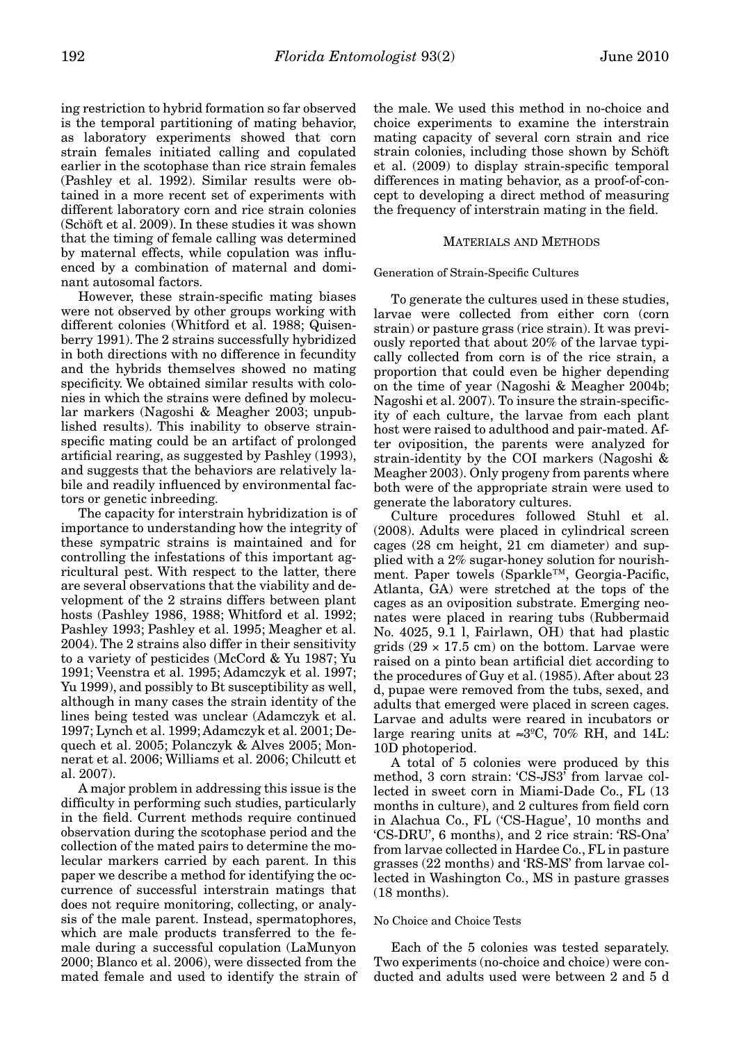ing restriction to hybrid formation so far observed is the temporal partitioning of mating behavior, as laboratory experiments showed that corn strain females initiated calling and copulated earlier in the scotophase than rice strain females (Pashley et al. 1992). Similar results were obtained in a more recent set of experiments with different laboratory corn and rice strain colonies (Schöft et al. 2009). In these studies it was shown that the timing of female calling was determined by maternal effects, while copulation was influenced by a combination of maternal and dominant autosomal factors.

However, these strain-specific mating biases were not observed by other groups working with different colonies (Whitford et al. 1988; Quisenberry 1991). The 2 strains successfully hybridized in both directions with no difference in fecundity and the hybrids themselves showed no mating specificity. We obtained similar results with colonies in which the strains were defined by molecular markers (Nagoshi & Meagher 2003; unpublished results). This inability to observe strain-specific mating could be an artifact of prolonged artificial rearing, as suggested by Pashley (1993), and suggests that the behaviors are relatively labile and readily influenced by environmental factors or genetic inbreeding.

The capacity for interstrain hybridization is of importance to understanding how the integrity of these sympatric strains is maintained and for controlling the infestations of this important agricultural pest. With respect to the latter, there are several observations that the viability and development of the 2 strains differs between plant hosts (Pashley 1986, 1988; Whitford et al. 1992; Pashley 1993; Pashley et al. 1995; Meagher et al. 2004). The 2 strains also differ in their sensitivity to a variety of pesticides (McCord & Yu 1987; Yu 1991; Veenstra et al. 1995; Adamczyk et al. 1997; Yu 1999), and possibly to Bt susceptibility as well, although in many cases the strain identity of the lines being tested was unclear (Adamczyk et al. 1997; Lynch et al. 1999; Adamczyk et al. 2001; Dequech et al. 2005; Polanczyk & Alves 2005; Monnerat et al. 2006; Williams et al. 2006; Chilcutt et al. 2007).

A major problem in addressing this issue is the difficulty in performing such studies, particularly in the field. Current methods require continued observation during the scotophase period and the collection of the mated pairs to determine the molecular markers carried by each parent. In this paper we describe a method for identifying the occurrence of successful interstrain matings that does not require monitoring, collecting, or analysis of the male parent. Instead, spermatophores, which are male products transferred to the female during a successful copulation (LaMunyon 2000; Blanco et al. 2006), were dissected from the mated female and used to identify the strain of the male. We used this method in no-choice and choice experiments to examine the interstrain mating capacity of several corn strain and rice strain colonies, including those shown by Schöft et al. (2009) to display strain-specific temporal differences in mating behavior, as a proof-of-concept to developing a direct method of measuring the frequency of interstrain mating in the field.

## MATERIALS AND METHODS

### Generation of Strain-Specific Cultures

To generate the cultures used in these studies, larvae were collected from either corn (corn strain) or pasture grass (rice strain). It was previously reported that about 20% of the larvae typically collected from corn is of the rice strain, a proportion that could even be higher depending on the time of year (Nagoshi & Meagher 2004b; Nagoshi et al. 2007). To insure the strain-specificity of each culture, the larvae from each plant host were raised to adulthood and pair-mated. After oviposition, the parents were analyzed for strain-identity by the COI markers (Nagoshi & Meagher 2003). Only progeny from parents where both were of the appropriate strain were used to generate the laboratory cultures.

Culture procedures followed Stuhl et al. (2008). Adults were placed in cylindrical screen cages (28 cm height, 21 cm diameter) and supplied with a 2% sugar-honey solution for nourishment. Paper towels (Sparkle™, Georgia-Pacific, Atlanta, GA) were stretched at the tops of the cages as an oviposition substrate. Emerging neonates were placed in rearing tubs (Rubbermaid No. 4025, 9.1 l, Fairlawn, OH) that had plastic grids (29 × 17.5 cm) on the bottom. Larvae were raised on a pinto bean artificial diet according to the procedures of Guy et al. (1985). After about 23 d, pupae were removed from the tubs, sexed, and adults that emerged were placed in screen cages. Larvae and adults were reared in incubators or large rearing units at ≈3°C, 70% RH, and 14L: 10D photoperiod.

A total of 5 colonies were produced by this method, 3 corn strain: 'CS-JS3' from larvae collected in sweet corn in Miami-Dade Co., FL (13 months in culture), and 2 cultures from field corn in Alachua Co., FL ('CS-Hague', 10 months and 'CS-DRU', 6 months), and 2 rice strain: 'RS-Ona' from larvae collected in Hardee Co., FL in pasture grasses (22 months) and 'RS-MS' from larvae collected in Washington Co., MS in pasture grasses (18 months).

### No Choice and Choice Tests

Each of the 5 colonies was tested separately. Two experiments (no-choice and choice) were conducted and adults used were between 2 and 5 d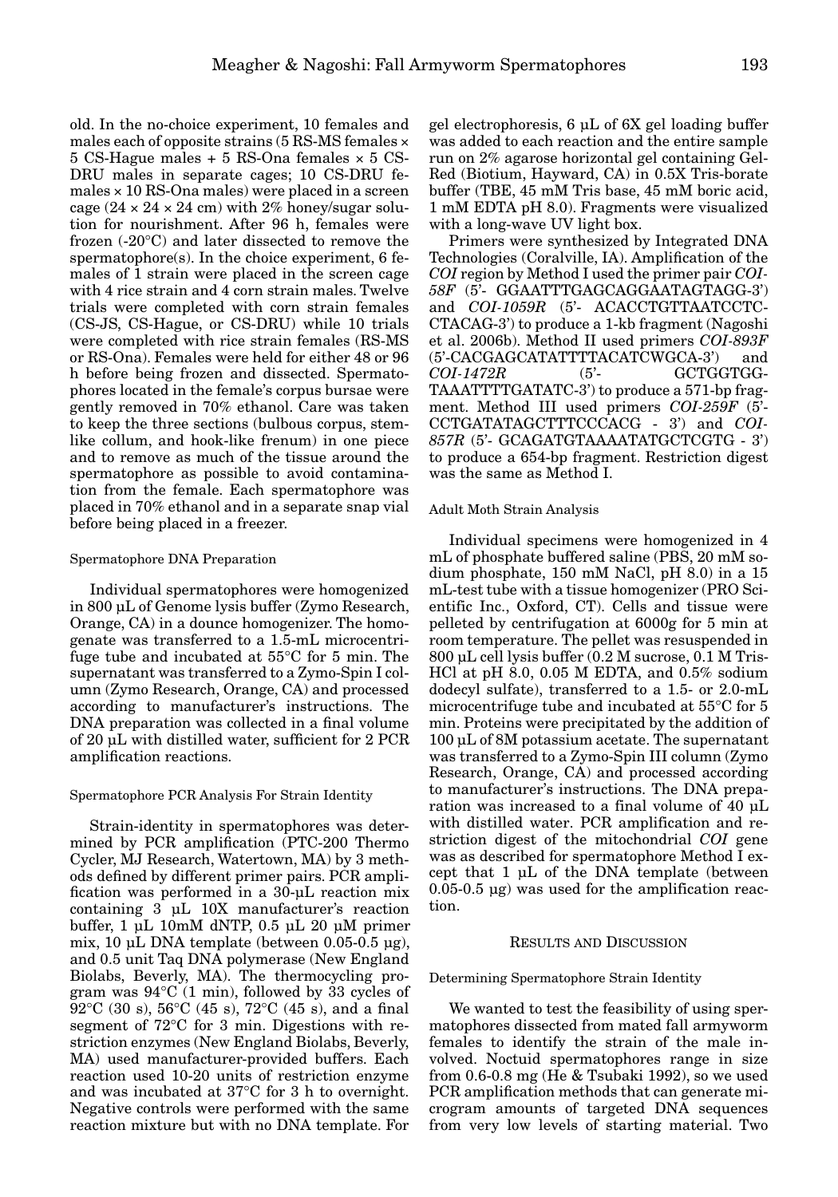old. In the no-choice experiment, 10 females and males each of opposite strains (5 RS-MS females × 5 CS-Hague males + 5 RS-Ona females × 5 CS-DRU males in separate cages; 10 CS-DRU females × 10 RS-Ona males) were placed in a screen cage (24 × 24 × 24 cm) with 2% honey/sugar solution for nourishment. After 96 h, females were frozen (-20°C) and later dissected to remove the spermatophore(s). In the choice experiment, 6 females of 1 strain were placed in the screen cage with 4 rice strain and 4 corn strain males. Twelve trials were completed with corn strain females (CS-JS, CS-Hague, or CS-DRU) while 10 trials were completed with rice strain females (RS-MS or RS-Ona). Females were held for either 48 or 96 h before being frozen and dissected. Spermatophores located in the female's corpus bursae were gently removed in 70% ethanol. Care was taken to keep the three sections (bulbous corpus, stem-like collum, and hook-like frenum) in one piece and to remove as much of the tissue around the spermatophore as possible to avoid contamination from the female. Each spermatophore was placed in 70% ethanol and in a separate snap vial before being placed in a freezer.

### Spermatophore DNA Preparation

Individual spermatophores were homogenized in 800 µL of Genome lysis buffer (Zymo Research, Orange, CA) in a dounce homogenizer. The homogenate was transferred to a 1.5-mL microcentrifuge tube and incubated at 55°C for 5 min. The supernatant was transferred to a Zymo-Spin I column (Zymo Research, Orange, CA) and processed according to manufacturer's instructions. The DNA preparation was collected in a final volume of 20 µL with distilled water, sufficient for 2 PCR amplification reactions.

### Spermatophore PCR Analysis For Strain Identity

Strain-identity in spermatophores was determined by PCR amplification (PTC-200 Thermo Cycler, MJ Research, Watertown, MA) by 3 methods defined by different primer pairs. PCR amplification was performed in a 30-µL reaction mix containing 3 µL 10X manufacturer's reaction buffer, 1 µL 10mM dNTP, 0.5 µL 20 µM primer mix, 10 µL DNA template (between 0.05-0.5 µg), and 0.5 unit Taq DNA polymerase (New England Biolabs, Beverly, MA). The thermocycling program was 94°C (1 min), followed by 33 cycles of 92°C (30 s), 56°C (45 s), 72°C (45 s), and a final segment of 72°C for 3 min. Digestions with restriction enzymes (New England Biolabs, Beverly, MA) used manufacturer-provided buffers. Each reaction used 10-20 units of restriction enzyme and was incubated at 37°C for 3 h to overnight. Negative controls were performed with the same reaction mixture but with no DNA template. For gel electrophoresis, 6 µL of 6X gel loading buffer was added to each reaction and the entire sample run on 2% agarose horizontal gel containing GelRed (Biotium, Hayward, CA) in 0.5X Tris-borate buffer (TBE, 45 mM Tris base, 45 mM boric acid, 1 mM EDTA pH 8.0). Fragments were visualized with a long-wave UV light box.

Primers were synthesized by Integrated DNA Technologies (Coralville, IA). Amplification of the *COI* region by Method I used the primer pair *COI-58F* (5'- GGAATTTGAGCAGGAATAGTAGG-3') and *COI-1059R* (5'- ACACCTGTTAATCCTCCTACAG-3') to produce a 1-kb fragment (Nagoshi et al. 2006b). Method II used primers *COI-893F* (5'-CACGAGCATATTTTACATCWGCA-3') and *COI-1472R* (5'- GCTGGTGGTAAATTTTGATATC-3') to produce a 571-bp fragment. Method III used primers *COI-259F* (5'-CCTGATATAGCTTTCCCACG - 3') and *COI-857R* (5'- GCAGATGTAAAATATGCTCGTG - 3') to produce a 654-bp fragment. Restriction digest was the same as Method I.

### Adult Moth Strain Analysis

Individual specimens were homogenized in 4 mL of phosphate buffered saline (PBS, 20 mM sodium phosphate, 150 mM NaCl, pH 8.0) in a 15 mL-test tube with a tissue homogenizer (PRO Scientific Inc., Oxford, CT). Cells and tissue were pelleted by centrifugation at 6000g for 5 min at room temperature. The pellet was resuspended in 800 µL cell lysis buffer (0.2 M sucrose, 0.1 M Tris-HCl at pH 8.0, 0.05 M EDTA, and 0.5% sodium dodecyl sulfate), transferred to a 1.5- or 2.0-mL microcentrifuge tube and incubated at 55°C for 5 min. Proteins were precipitated by the addition of 100 µL of 8M potassium acetate. The supernatant was transferred to a Zymo-Spin III column (Zymo Research, Orange, CA) and processed according to manufacturer's instructions. The DNA preparation was increased to a final volume of 40 µL with distilled water. PCR amplification and restriction digest of the mitochondrial *COI* gene was as described for spermatophore Method I except that 1 µL of the DNA template (between 0.05-0.5 µg) was used for the amplification reaction.

## Results and Discussion

### Determining Spermatophore Strain Identity

We wanted to test the feasibility of using spermatophores dissected from mated fall armyworm females to identify the strain of the male involved. Noctuid spermatophores range in size from 0.6-0.8 mg (He & Tsubaki 1992), so we used PCR amplification methods that can generate microgram amounts of targeted DNA sequences from very low levels of starting material. Two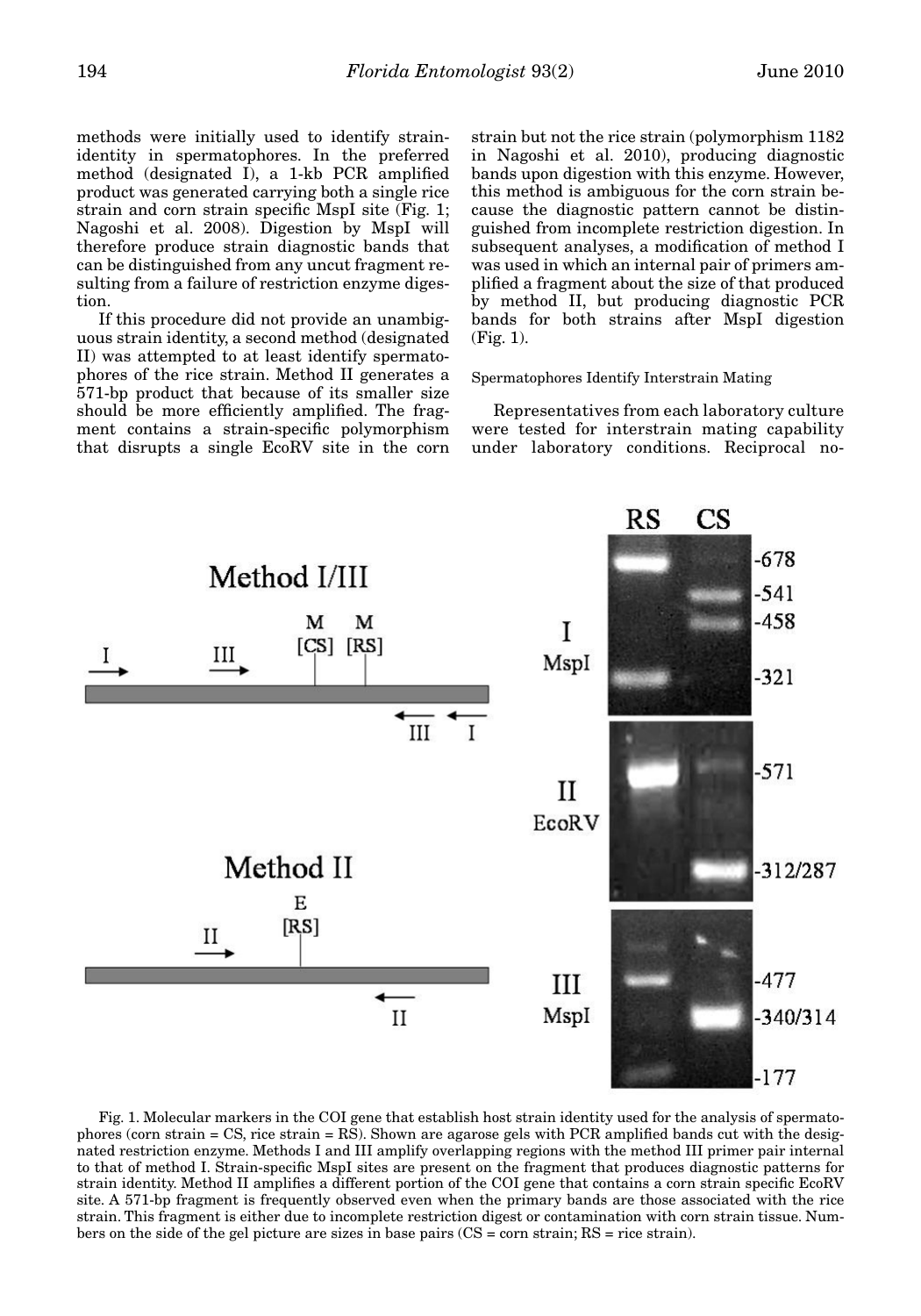methods were initially used to identify strain-identity in spermatophores. In the preferred method (designated I), a 1-kb PCR amplified product was generated carrying both a single rice strain and corn strain specific MspI site (Fig. 1; Nagoshi et al. 2008). Digestion by MspI will therefore produce strain diagnostic bands that can be distinguished from any uncut fragment resulting from a failure of restriction enzyme digestion.

If this procedure did not provide an unambiguous strain identity, a second method (designated II) was attempted to at least identify spermatophores of the rice strain. Method II generates a 571-bp product that because of its smaller size should be more efficiently amplified. The fragment contains a strain-specific polymorphism that disrupts a single EcoRV site in the corn strain but not the rice strain (polymorphism 1182 in Nagoshi et al. 2010), producing diagnostic bands upon digestion with this enzyme. However, this method is ambiguous for the corn strain because the diagnostic pattern cannot be distinguished from incomplete restriction digestion. In subsequent analyses, a modification of method I was used in which an internal pair of primers amplified a fragment about the size of that produced by method II, but producing diagnostic PCR bands for both strains after MspI digestion (Fig. 1).

### Spermatophores Identify Interstrain Mating

Representatives from each laboratory culture were tested for interstrain mating capability under laboratory conditions. Reciprocal no-

Method I/III

I III M [CS] M [RS] III I

Method II

II E [RS] II

RS CS

I MspI

-678
-541
-458
-321

II EcoRV

-571
-312/287

III MspI

-477
-340/314
-177

Fig. 1. Molecular markers in the COI gene that establish host strain identity used for the analysis of spermatophores (corn strain = CS, rice strain = RS). Shown are agarose gels with PCR amplified bands cut with the designated restriction enzyme. Methods I and III amplify overlapping regions with the method III primer pair internal to that of method I. Strain-specific MspI sites are present on the fragment that produces diagnostic patterns for strain identity. Method II amplifies a different portion of the COI gene that contains a corn strain specific EcoRV site. A 571-bp fragment is frequently observed even when the primary bands are those associated with the rice strain. This fragment is either due to incomplete restriction digest or contamination with corn strain tissue. Numbers on the side of the gel picture are sizes in base pairs (CS = corn strain; RS = rice strain).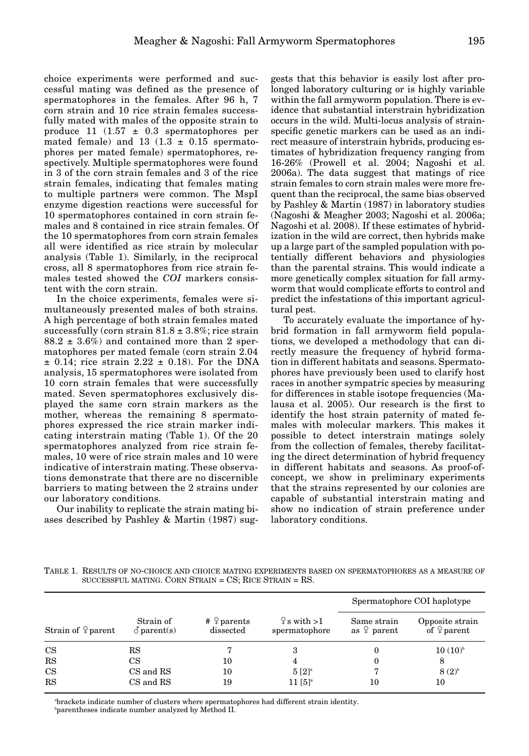choice experiments were performed and successful mating was defined as the presence of spermatophores in the females. After 96 h, 7 corn strain and 10 rice strain females successfully mated with males of the opposite strain to produce 11 (1.57 ± 0.3 spermatophores per mated female) and 13 (1.3 ± 0.15 spermatophores per mated female) spermatophores, respectively. Multiple spermatophores were found in 3 of the corn strain females and 3 of the rice strain females, indicating that females mating to multiple partners were common. The MspI enzyme digestion reactions were successful for 10 spermatophores contained in corn strain females and 8 contained in rice strain females. Of the 10 spermatophores from corn strain females all were identified as rice strain by molecular analysis (Table 1). Similarly, in the reciprocal cross, all 8 spermatophores from rice strain females tested showed the *COI* markers consistent with the corn strain.

In the choice experiments, females were simultaneously presented males of both strains. A high percentage of both strain females mated successfully (corn strain 81.8 ± 3.8%; rice strain 88.2 ± 3.6%) and contained more than 2 spermatophores per mated female (corn strain 2.04 ± 0.14; rice strain 2.22 ± 0.18). For the DNA analysis, 15 spermatophores were isolated from 10 corn strain females that were successfully mated. Seven spermatophores exclusively displayed the same corn strain markers as the mother, whereas the remaining 8 spermatophores expressed the rice strain marker indicating interstrain mating (Table 1). Of the 20 spermatophores analyzed from rice strain females, 10 were of rice strain males and 10 were indicative of interstrain mating. These observations demonstrate that there are no discernible barriers to mating between the 2 strains under our laboratory conditions.

Our inability to replicate the strain mating biases described by Pashley & Martin (1987) suggests that this behavior is easily lost after prolonged laboratory culturing or is highly variable within the fall armyworm population. There is evidence that substantial interstrain hybridization occurs in the wild. Multi-locus analysis of strain-specific genetic markers can be used as an indirect measure of interstrain hybrids, producing estimates of hybridization frequency ranging from 16-26% (Prowell et al. 2004; Nagoshi et al. 2006a). The data suggest that matings of rice strain females to corn strain males were more frequent than the reciprocal, the same bias observed by Pashley & Martin (1987) in laboratory studies (Nagoshi & Meagher 2003; Nagoshi et al. 2006a; Nagoshi et al. 2008). If these estimates of hybridization in the wild are correct, then hybrids make up a large part of the sampled population with potentially different behaviors and physiologies than the parental strains. This would indicate a more genetically complex situation for fall armyworm that would complicate efforts to control and predict the infestations of this important agricultural pest.

To accurately evaluate the importance of hybrid formation in fall armyworm field populations, we developed a methodology that can directly measure the frequency of hybrid formation in different habitats and seasons. Spermatophores have previously been used to clarify host races in another sympatric species by measuring for differences in stable isotope frequencies (Malausa et al. 2005). Our research is the first to identify the host strain paternity of mated females with molecular markers. This makes it possible to detect interstrain matings solely from the collection of females, thereby facilitating the direct determination of hybrid frequency in different habitats and seasons. As proof-of-concept, we show in preliminary experiments that the strains represented by our colonies are capable of substantial interstrain mating and show no indication of strain preference under laboratory conditions.

TABLE 1. RESULTS OF NO-CHOICE AND CHOICE MATING EXPERIMENTS BASED ON SPERMATOPHORES AS A MEASURE OF SUCCESSFUL MATING. CORN STRAIN = CS; RICE STRAIN = RS.

| Strain of ♀ parent | Strain of ♂ parent(s) | # ♀ parents dissected | ♀s with >1 spermatophore | Spermatophore COI haplotype | |
|---|---|---|---|---|---|
| | | | | Same strain as ♀ parent | Opposite strain of ♀ parent |
| CS | RS | 7 | 3 | 0 | 10 (10)[b] |
| RS | CS | 10 | 4 | 0 | 8 |
| CS | CS and RS | 10 | 5 [2][a] | 7 | 8 (2)[b] |
| RS | CS and RS | 19 | 11 [5][a] | 10 | 10 |

[a]brackets indicate number of clusters where spermatophores had different strain identity.
[b]parentheses indicate number analyzed by Method II.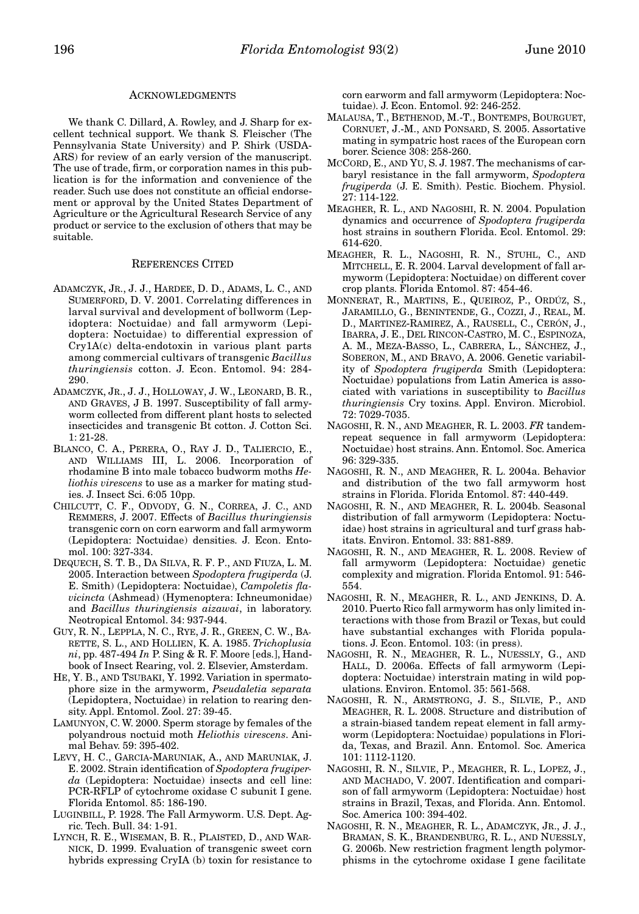## Acknowledgments

We thank C. Dillard, A. Rowley, and J. Sharp for excellent technical support. We thank S. Fleischer (The Pennsylvania State University) and P. Shirk (USDA-ARS) for review of an early version of the manuscript. The use of trade, firm, or corporation names in this publication is for the information and convenience of the reader. Such use does not constitute an official endorsement or approval by the United States Department of Agriculture or the Agricultural Research Service of any product or service to the exclusion of others that may be suitable.

## References Cited

Adamczyk, Jr., J. J., Hardee, D. D., Adams, L. C., and Sumerford, D. V. 2001. Correlating differences in larval survival and development of bollworm (Lepidoptera: Noctuidae) and fall armyworm (Lepidoptera: Noctuidae) to differential expression of Cry1A(c) delta-endotoxin in various plant parts among commercial cultivars of transgenic *Bacillus thuringiensis* cotton. J. Econ. Entomol. 94: 284-290.

Adamczyk, Jr., J. J., Holloway, J. W., Leonard, B. R., and Graves, J B. 1997. Susceptibility of fall armyworm collected from different plant hosts to selected insecticides and transgenic Bt cotton. J. Cotton Sci. 1: 21-28.

Blanco, C. A., Perera, O., Ray J. D., Taliercio, E., and Williams III, L. 2006. Incorporation of rhodamine B into male tobacco budworm moths *Heliothis virescens* to use as a marker for mating studies. J. Insect Sci. 6:05 10pp.

Chilcutt, C. F., Odvody, G. N., Correa, J. C., and Remmers, J. 2007. Effects of *Bacillus thuringiensis* transgenic corn on corn earworm and fall armyworm (Lepidoptera: Noctuidae) densities. J. Econ. Entomol. 100: 327-334.

Dequech, S. T. B., Da Silva, R. F. P., and Fiuza, L. M. 2005. Interaction between *Spodoptera frugiperda* (J. E. Smith) (Lepidoptera: Noctuidae), *Campoletis flavicincta* (Ashmead) (Hymenoptera: Ichneumonidae) and *Bacillus thuringiensis aizawai*, in laboratory. Neotropical Entomol. 34: 937-944.

Guy, R. N., Leppla, N. C., Rye, J. R., Green, C. W., Barette, S. L., and Hollien, K. A. 1985. *Trichoplusia ni*, pp. 487-494 *In* P. Sing & R. F. Moore [eds.], Handbook of Insect Rearing, vol. 2. Elsevier, Amsterdam.

He, Y. B., and Tsubaki, Y. 1992. Variation in spermatophore size in the armyworm, *Pseudaletia separata* (Lepidoptera, Noctuidae) in relation to rearing density. Appl. Entomol. Zool. 27: 39-45.

Lamunyon, C. W. 2000. Sperm storage by females of the polyandrous noctuid moth *Heliothis virescens*. Animal Behav. 59: 395-402.

Levy, H. C., Garcia-Maruniak, A., and Maruniak, J. E. 2002. Strain identification of *Spodoptera frugiperda* (Lepidoptera: Noctuidae) insects and cell line: PCR-RFLP of cytochrome oxidase C subunit I gene. Florida Entomol. 85: 186-190.

Luginbill, P. 1928. The Fall Armyworm. U.S. Dept. Agric. Tech. Bull. 34: 1-91.

Lynch, R. E., Wiseman, B. R., Plaisted, D., and Warnick, D. 1999. Evaluation of transgenic sweet corn hybrids expressing CryIA (b) toxin for resistance to corn earworm and fall armyworm (Lepidoptera: Noctuidae). J. Econ. Entomol. 92: 246-252.

Malausa, T., Bethenod, M.-T., Bontemps, Bourguet, Cornuet, J.-M., and Ponsard, S. 2005. Assortative mating in sympatric host races of the European corn borer. Science 308: 258-260.

McCord, E., and Yu, S. J. 1987. The mechanisms of carbaryl resistance in the fall armyworm, *Spodoptera frugiperda* (J. E. Smith). Pestic. Biochem. Physiol. 27: 114-122.

Meagher, R. L., and Nagoshi, R. N. 2004. Population dynamics and occurrence of *Spodoptera frugiperda* host strains in southern Florida. Ecol. Entomol. 29: 614-620.

Meagher, R. L., Nagoshi, R. N., Stuhl, C., and Mitchell, E. R. 2004. Larval development of fall armyworm (Lepidoptera: Noctuidae) on different cover crop plants. Florida Entomol. 87: 454-46.

Monnerat, R., Martins, E., Queiroz, P., Ordúz, S., Jaramillo, G., Benintende, G., Cozzi, J., Real, M. D., Martinez-Ramirez, A., Rausell, C., Cerón, J., Ibarra, J. E., Del Rincon-Castro, M. C., Espinoza, A. M., Meza-Basso, L., Cabrera, L., Sánchez, J., Soberon, M., and Bravo, A. 2006. Genetic variability of *Spodoptera frugiperda* Smith (Lepidoptera: Noctuidae) populations from Latin America is associated with variations in susceptibility to *Bacillus thuringiensis* Cry toxins. Appl. Environ. Microbiol. 72: 7029-7035.

Nagoshi, R. N., and Meagher, R. L. 2003. *FR* tandem-repeat sequence in fall armyworm (Lepidoptera: Noctuidae) host strains. Ann. Entomol. Soc. America 96: 329-335.

Nagoshi, R. N., and Meagher, R. L. 2004a. Behavior and distribution of the two fall armyworm host strains in Florida. Florida Entomol. 87: 440-449.

Nagoshi, R. N., and Meagher, R. L. 2004b. Seasonal distribution of fall armyworm (Lepidoptera: Noctuidae) host strains in agricultural and turf grass habitats. Environ. Entomol. 33: 881-889.

Nagoshi, R. N., and Meagher, R. L. 2008. Review of fall armyworm (Lepidoptera: Noctuidae) genetic complexity and migration. Florida Entomol. 91: 546-554.

Nagoshi, R. N., Meagher, R. L., and Jenkins, D. A. 2010. Puerto Rico fall armyworm has only limited interactions with those from Brazil or Texas, but could have substantial exchanges with Florida populations. J. Econ. Entomol. 103: (in press).

Nagoshi, R. N., Meagher, R. L., Nuessly, G., and Hall, D. 2006a. Effects of fall armyworm (Lepidoptera: Noctuidae) interstrain mating in wild populations. Environ. Entomol. 35: 561-568.

Nagoshi, R. N., Armstrong, J. S., Silvie, P., and Meagher, R. L. 2008. Structure and distribution of a strain-biased tandem repeat element in fall armyworm (Lepidoptera: Noctuidae) populations in Florida, Texas, and Brazil. Ann. Entomol. Soc. America 101: 1112-1120.

Nagoshi, R. N., Silvie, P., Meagher, R. L., Lopez, J., and Machado, V. 2007. Identification and comparison of fall armyworm (Lepidoptera: Noctuidae) host strains in Brazil, Texas, and Florida. Ann. Entomol. Soc. America 100: 394-402.

Nagoshi, R. N., Meagher, R. L., Adamczyk, Jr., J. J., Braman, S. K., Brandenburg, R. L., and Nuessly, G. 2006b. New restriction fragment length polymorphisms in the cytochrome oxidase I gene facilitate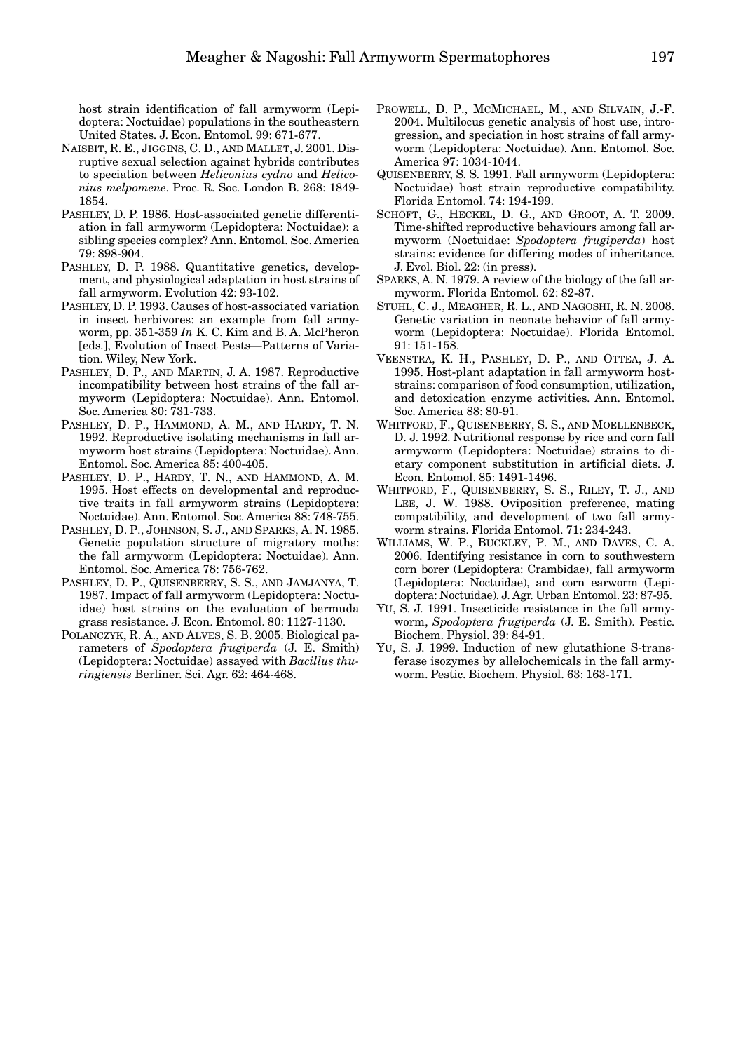host strain identification of fall armyworm (Lepidoptera: Noctuidae) populations in the southeastern United States. J. Econ. Entomol. 99: 671-677.

NAISBIT, R. E., JIGGINS, C. D., AND MALLET, J. 2001. Disruptive sexual selection against hybrids contributes to speciation between *Heliconius cydno* and *Heliconius melpomene*. Proc. R. Soc. London B. 268: 1849-1854.

PASHLEY, D. P. 1986. Host-associated genetic differentiation in fall armyworm (Lepidoptera: Noctuidae): a sibling species complex? Ann. Entomol. Soc. America 79: 898-904.

PASHLEY, D. P. 1988. Quantitative genetics, development, and physiological adaptation in host strains of fall armyworm. Evolution 42: 93-102.

PASHLEY, D. P. 1993. Causes of host-associated variation in insect herbivores: an example from fall armyworm, pp. 351-359 *In* K. C. Kim and B. A. McPheron [eds.], Evolution of Insect Pests—Patterns of Variation. Wiley, New York.

PASHLEY, D. P., AND MARTIN, J. A. 1987. Reproductive incompatibility between host strains of the fall armyworm (Lepidoptera: Noctuidae). Ann. Entomol. Soc. America 80: 731-733.

PASHLEY, D. P., HAMMOND, A. M., AND HARDY, T. N. 1992. Reproductive isolating mechanisms in fall armyworm host strains (Lepidoptera: Noctuidae). Ann. Entomol. Soc. America 85: 400-405.

PASHLEY, D. P., HARDY, T. N., AND HAMMOND, A. M. 1995. Host effects on developmental and reproductive traits in fall armyworm strains (Lepidoptera: Noctuidae). Ann. Entomol. Soc. America 88: 748-755.

PASHLEY, D. P., JOHNSON, S. J., AND SPARKS, A. N. 1985. Genetic population structure of migratory moths: the fall armyworm (Lepidoptera: Noctuidae). Ann. Entomol. Soc. America 78: 756-762.

PASHLEY, D. P., QUISENBERRY, S. S., AND JAMJANYA, T. 1987. Impact of fall armyworm (Lepidoptera: Noctuidae) host strains on the evaluation of bermuda grass resistance. J. Econ. Entomol. 80: 1127-1130.

POLANCZYK, R. A., AND ALVES, S. B. 2005. Biological parameters of *Spodoptera frugiperda* (J. E. Smith) (Lepidoptera: Noctuidae) assayed with *Bacillus thuringiensis* Berliner. Sci. Agr. 62: 464-468.

PROWELL, D. P., MCMICHAEL, M., AND SILVAIN, J.-F. 2004. Multilocus genetic analysis of host use, introgression, and speciation in host strains of fall armyworm (Lepidoptera: Noctuidae). Ann. Entomol. Soc. America 97: 1034-1044.

QUISENBERRY, S. S. 1991. Fall armyworm (Lepidoptera: Noctuidae) host strain reproductive compatibility. Florida Entomol. 74: 194-199.

SCHÖFT, G., HECKEL, D. G., AND GROOT, A. T. 2009. Time-shifted reproductive behaviours among fall armyworm (Noctuidae: *Spodoptera frugiperda*) host strains: evidence for differing modes of inheritance. J. Evol. Biol. 22: (in press).

SPARKS, A. N. 1979. A review of the biology of the fall armyworm. Florida Entomol. 62: 82-87.

STUHL, C. J., MEAGHER, R. L., AND NAGOSHI, R. N. 2008. Genetic variation in neonate behavior of fall armyworm (Lepidoptera: Noctuidae). Florida Entomol. 91: 151-158.

VEENSTRA, K. H., PASHLEY, D. P., AND OTTEA, J. A. 1995. Host-plant adaptation in fall armyworm host-strains: comparison of food consumption, utilization, and detoxication enzyme activities. Ann. Entomol. Soc. America 88: 80-91.

WHITFORD, F., QUISENBERRY, S. S., AND MOELLENBECK, D. J. 1992. Nutritional response by rice and corn fall armyworm (Lepidoptera: Noctuidae) strains to dietary component substitution in artificial diets. J. Econ. Entomol. 85: 1491-1496.

WHITFORD, F., QUISENBERRY, S. S., RILEY, T. J., AND LEE, J. W. 1988. Oviposition preference, mating compatibility, and development of two fall armyworm strains. Florida Entomol. 71: 234-243.

WILLIAMS, W. P., BUCKLEY, P. M., AND DAVES, C. A. 2006. Identifying resistance in corn to southwestern corn borer (Lepidoptera: Crambidae), fall armyworm (Lepidoptera: Noctuidae), and corn earworm (Lepidoptera: Noctuidae). J. Agr. Urban Entomol. 23: 87-95.

YU, S. J. 1991. Insecticide resistance in the fall armyworm, *Spodoptera frugiperda* (J. E. Smith). Pestic. Biochem. Physiol. 39: 84-91.

YU, S. J. 1999. Induction of new glutathione S-transferase isozymes by allelochemicals in the fall armyworm. Pestic. Biochem. Physiol. 63: 163-171.